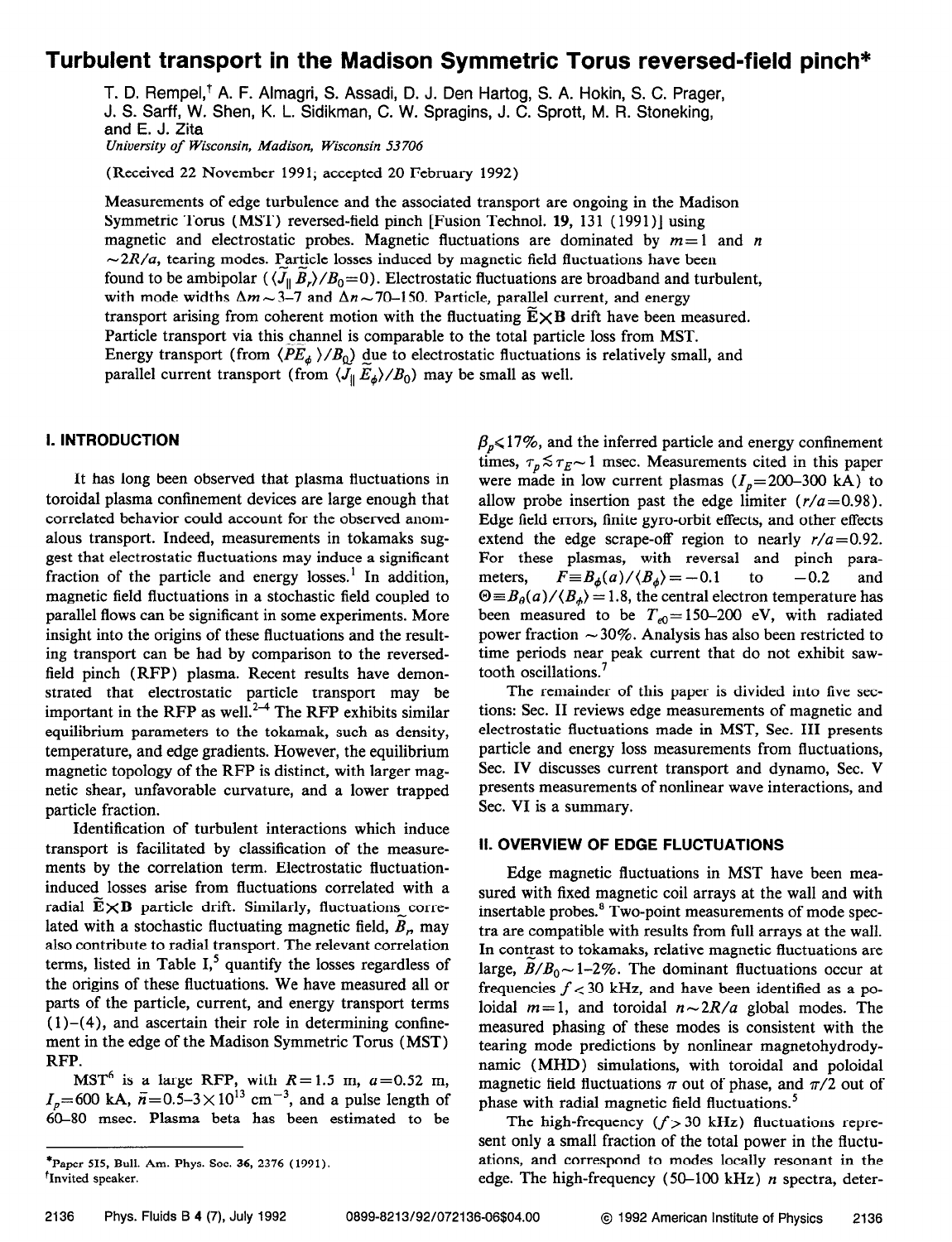# Turbulent transport in the Madison Symmetric Torus reversed-field pinch*

T. D. Rempel,[†] A. F. Almagri, S. Assadi, D. J. Den Hartog, S. A. Hokin, S. C. Prager, J. S. Sarff, W. Shen, K. L. Sidikman, C. W. Spragins, J. C. Sprott, M. R. Stoneking, and E. J. Zita

*University of Wisconsin, Madison, Wisconsin 53706*

(Received 22 November 1991; accepted 20 February 1992)

Measurements of edge turbulence and the associated transport are ongoing in the Madison Symmetric Torus (MST) reversed-field pinch [Fusion Technol. **19**, 131 (1991)] using magnetic and electrostatic probes. Magnetic fluctuations are dominated by $m=1$ and $n \sim 2R/a$, tearing modes. Particle losses induced by magnetic field fluctuations have been found to be ambipolar ($\langle \tilde{J}_\parallel \tilde{B}_r \rangle / B_0 = 0$). Electrostatic fluctuations are broadband and turbulent, with mode widths $\Delta m \sim 3$–7 and $\Delta n \sim 70$–150. Particle, parallel current, and energy transport arising from coherent motion with the fluctuating $\tilde{\mathbf{E}} \times \mathbf{B}$ drift have been measured. Particle transport via this channel is comparable to the total particle loss from MST. Energy transport (from $\langle \tilde{P} \tilde{E}_\phi \rangle / B_0$) due to electrostatic fluctuations is relatively small, and parallel current transport (from $\langle \tilde{J}_\parallel \tilde{E}_\phi \rangle / B_0$) may be small as well.

## I. INTRODUCTION

It has long been observed that plasma fluctuations in toroidal plasma confinement devices are large enough that correlated behavior could account for the observed anomalous transport. Indeed, measurements in tokamaks suggest that electrostatic fluctuations may induce a significant fraction of the particle and energy losses.[1] In addition, magnetic field fluctuations in a stochastic field coupled to parallel flows can be significant in some experiments. More insight into the origins of these fluctuations and the resulting transport can be had by comparison to the reversed-field pinch (RFP) plasma. Recent results have demonstrated that electrostatic particle transport may be important in the RFP as well.[2–4] The RFP exhibits similar equilibrium parameters to the tokamak, such as density, temperature, and edge gradients. However, the equilibrium magnetic topology of the RFP is distinct, with larger magnetic shear, unfavorable curvature, and a lower trapped particle fraction.

Identification of turbulent interactions which induce transport is facilitated by classification of the measurements by the correlation term. Electrostatic fluctuation-induced losses arise from fluctuations correlated with a radial $\tilde{\mathbf{E}} \times \mathbf{B}$ particle drift. Similarly, fluctuations correlated with a stochastic fluctuating magnetic field, $\tilde{B}_r$, may also contribute to radial transport. The relevant correlation terms, listed in Table I,[5] quantify the losses regardless of the origins of these fluctuations. We have measured all or parts of the particle, current, and energy transport terms (1)–(4), and ascertain their role in determining confinement in the edge of the Madison Symmetric Torus (MST) RFP.

MST[6] is a large RFP, with $R = 1.5$ m, $a = 0.52$ m, $I_p = 600$ kA, $\bar{n} = 0.5$–$3 \times 10^{13}$ cm$^{-3}$, and a pulse length of 60–80 msec. Plasma beta has been estimated to be $\beta_p \lesssim 17\%$, and the inferred particle and energy confinement times, $\tau_p \lesssim \tau_E \sim 1$ msec. Measurements cited in this paper were made in low current plasmas ($I_p = 200$–300 kA) to allow probe insertion past the edge limiter ($r/a = 0.98$). Edge field errors, finite gyro-orbit effects, and other effects extend the edge scrape-off region to nearly $r/a = 0.92$. For these plasmas, with reversal and pinch parameters, $F \equiv B_\phi(a)/\langle B_\phi \rangle = -0.1$ to $-0.2$ and $\Theta \equiv B_\theta(a)/\langle B_\phi \rangle = 1.8$, the central electron temperature has been measured to be $T_{e0} = 150$–200 eV, with radiated power fraction $\sim 30\%$. Analysis has also been restricted to time periods near peak current that do not exhibit sawtooth oscillations.[7]

The remainder of this paper is divided into five sections: Sec. II reviews edge measurements of magnetic and electrostatic fluctuations made in MST, Sec. III presents particle and energy loss measurements from fluctuations, Sec. IV discusses current transport and dynamo, Sec. V presents measurements of nonlinear wave interactions, and Sec. VI is a summary.

## II. OVERVIEW OF EDGE FLUCTUATIONS

Edge magnetic fluctuations in MST have been measured with fixed magnetic coil arrays at the wall and with insertable probes.[8] Two-point measurements of mode spectra are compatible with results from full arrays at the wall. In contrast to tokamaks, relative magnetic fluctuations are large, $\tilde{B}/B_0 \sim 1$–2%. The dominant fluctuations occur at frequencies $f < 30$ kHz, and have been identified as a poloidal $m=1$, and toroidal $n \sim 2R/a$ global modes. The measured phasing of these modes is consistent with the tearing mode predictions by nonlinear magnetohydrodynamic (MHD) simulations, with toroidal and poloidal magnetic field fluctuations $\pi$ out of phase, and $\pi/2$ out of phase with radial magnetic field fluctuations.[5]

The high-frequency ($f > 30$ kHz) fluctuations represent only a small fraction of the total power in the fluctuations, and correspond to modes locally resonant in the edge. The high-frequency (50–100 kHz) $n$ spectra, deter-

*Paper 5I5, Bull. Am. Phys. Soc. **36**, 2376 (1991).

[†]Invited speaker.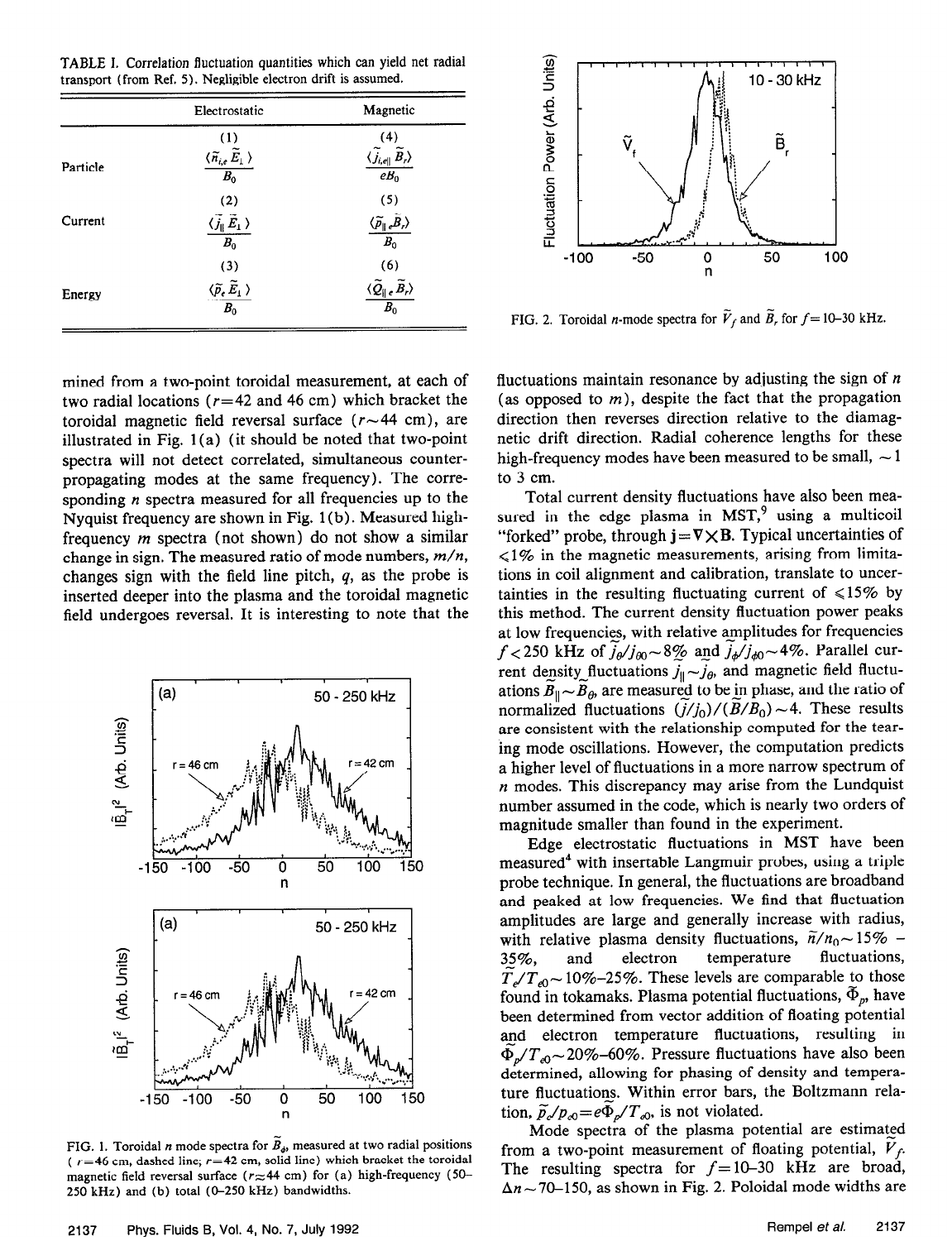TABLE I. Correlation fluctuation quantities which can yield net radial transport (from Ref. 5). Negligible electron drift is assumed.

| | Electrostatic | Magnetic |
|---|---|---|
| Particle | (1) $\frac{\langle \tilde{n}_{i,e} \tilde{E}_\perp \rangle}{B_0}$ | (4) $\frac{\langle \tilde{j}_{i,e\parallel} \tilde{B}_r \rangle}{eB_0}$ |
| Current | (2) $\frac{\langle \tilde{j}_\parallel \tilde{E}_\perp \rangle}{B_0}$ | (5) $\frac{\langle \tilde{p}_{\parallel e} \tilde{B}_r \rangle}{B_0}$ |
| Energy | (3) $\frac{\langle \tilde{p}_e \tilde{E}_\perp \rangle}{B_0}$ | (6) $\frac{\langle \tilde{Q}_{\parallel e} \tilde{B}_r \rangle}{B_0}$ |

mined from a two-point toroidal measurement, at each of two radial locations ($r=42$ and 46 cm) which bracket the toroidal magnetic field reversal surface ($r \sim 44$ cm), are illustrated in Fig. 1(a) (it should be noted that two-point spectra will not detect correlated, simultaneous counter-propagating modes at the same frequency). The corresponding $n$ spectra measured for all frequencies up to the Nyquist frequency are shown in Fig. 1(b). Measured high-frequency $m$ spectra (not shown) do not show a similar change in sign. The measured ratio of mode numbers, $m/n$, changes sign with the field line pitch, $q$, as the probe is inserted deeper into the plasma and the toroidal magnetic field undergoes reversal. It is interesting to note that the fluctuations maintain resonance by adjusting the sign of $n$ (as opposed to $m$), despite the fact that the propagation direction then reverses direction relative to the diamagnetic drift direction. Radial coherence lengths for these high-frequency modes have been measured to be small, $\sim 1$ to 3 cm.

FIG. 1. Toroidal $n$ mode spectra for $\tilde{B}_\phi$, measured at two radial positions ($r=46$ cm, dashed line; $r=42$ cm, solid line) which bracket the toroidal magnetic field reversal surface ($r \approx 44$ cm) for (a) high-frequency (50–250 kHz) and (b) total (0–250 kHz) bandwidths.

FIG. 2. Toroidal $n$-mode spectra for $\tilde{V}_f$ and $\tilde{B}_r$ for $f=10$–30 kHz.

Total current density fluctuations have also been measured in the edge plasma in MST,[9] using a multicoil "forked" probe, through $\mathbf{j}=\nabla \times \mathbf{B}$. Typical uncertainties of $<1\%$ in the magnetic measurements, arising from limitations in coil alignment and calibration, translate to uncertainties in the resulting fluctuating current of $\leqslant 15\%$ by this method. The current density fluctuation power peaks at low frequencies, with relative amplitudes for frequencies $f<250$ kHz of $\tilde{j}_\theta/j_{\theta 0} \sim 8\%$ and $\tilde{j}_\phi/j_{\phi 0} \sim 4\%$. Parallel current density fluctuations $\tilde{j}_\parallel \sim \tilde{j}_\theta$, and magnetic field fluctuations $\tilde{B}_\parallel \sim \tilde{B}_\theta$, are measured to be in phase, and the ratio of normalized fluctuations $(\tilde{j}/j_0)/(\tilde{B}/B_0) \sim 4$. These results are consistent with the relationship computed for the tearing mode oscillations. However, the computation predicts a higher level of fluctuations in a more narrow spectrum of $n$ modes. This discrepancy may arise from the Lundquist number assumed in the code, which is nearly two orders of magnitude smaller than found in the experiment.

Edge electrostatic fluctuations in MST have been measured[4] with insertable Langmuir probes, using a triple probe technique. In general, the fluctuations are broadband and peaked at low frequencies. We find that fluctuation amplitudes are large and generally increase with radius, with relative plasma density fluctuations, $\tilde{n}/n_0 \sim 15\%$ – 35%, and electron temperature fluctuations, $\tilde{T}_e/T_{e0} \sim 10\%$–25%. These levels are comparable to those found in tokamaks. Plasma potential fluctuations, $\tilde{\Phi}_p$, have been determined from vector addition of floating potential and electron temperature fluctuations, resulting in $\tilde{\Phi}_p/T_{e0} \sim 20\%$–60%. Pressure fluctuations have also been determined, allowing for phasing of density and temperature fluctuations. Within error bars, the Boltzmann relation, $\tilde{p}_e/p_{e0}=e\tilde{\Phi}_p/T_{e0}$, is not violated.

Mode spectra of the plasma potential are estimated from a two-point measurement of floating potential, $\tilde{V}_f$. The resulting spectra for $f=10$–30 kHz are broad, $\Delta n \sim 70$–150, as shown in Fig. 2. Poloidal mode widths are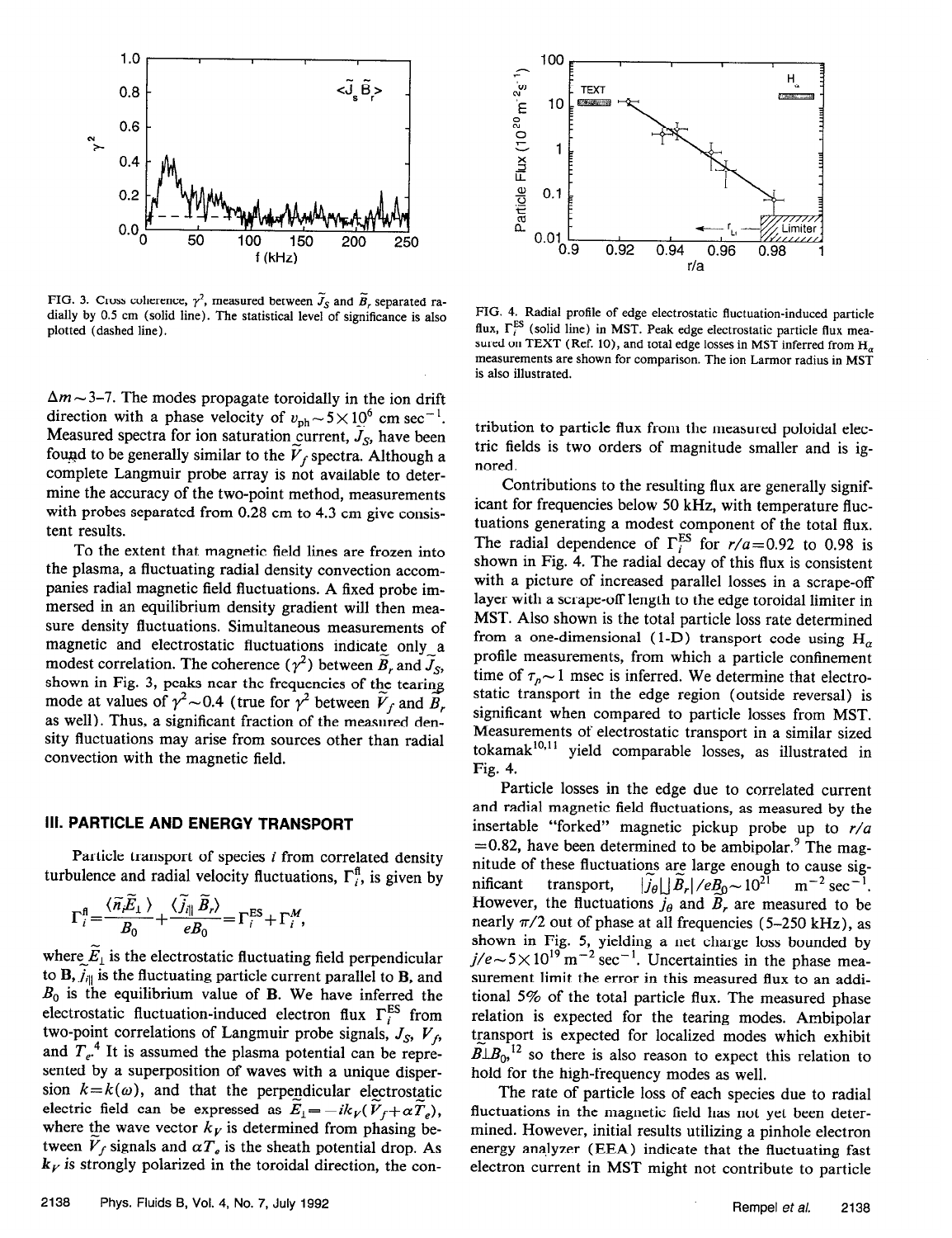FIG. 3. Cross coherence, $\gamma^2$, measured between $\tilde{J}_S$ and $\tilde{B}_r$ separated radially by 0.5 cm (solid line). The statistical level of significance is also plotted (dashed line).

FIG. 4. Radial profile of edge electrostatic fluctuation-induced particle flux, $\Gamma_i^{ES}$ (solid line) in MST. Peak edge electrostatic particle flux measured on TEXT (Ref. 10), and total edge losses in MST inferred from $H_\alpha$ measurements are shown for comparison. The ion Larmor radius in MST is also illustrated.

$\Delta m \sim 3$–7. The modes propagate toroidally in the ion drift direction with a phase velocity of $v_{ph} \sim 5 \times 10^6$ cm sec$^{-1}$. Measured spectra for ion saturation current, $\tilde{J}_S$, have been found to be generally similar to the $\tilde{V}_f$ spectra. Although a complete Langmuir probe array is not available to determine the accuracy of the two-point method, measurements with probes separated from 0.28 cm to 4.3 cm give consistent results.

To the extent that magnetic field lines are frozen into the plasma, a fluctuating radial density convection accompanies radial magnetic field fluctuations. A fixed probe immersed in an equilibrium density gradient will then measure density fluctuations. Simultaneous measurements of magnetic and electrostatic fluctuations indicate only a modest correlation. The coherence ($\gamma^2$) between $\tilde{B}_r$ and $\tilde{J}_S$, shown in Fig. 3, peaks near the frequencies of the tearing mode at values of $\gamma^2 \sim 0.4$ (true for $\gamma^2$ between $\tilde{V}_f$ and $\tilde{B}_r$ as well). Thus, a significant fraction of the measured density fluctuations may arise from sources other than radial convection with the magnetic field.

## III. PARTICLE AND ENERGY TRANSPORT

Particle transport of species $i$ from correlated density turbulence and radial velocity fluctuations, $\Gamma_i^{fl}$, is given by

$$\Gamma_i^{fl} = \frac{\langle \tilde{n}_i \tilde{E}_\perp \rangle}{B_0} + \frac{\langle \tilde{j}_{i\parallel} \tilde{B}_r \rangle}{eB_0} = \Gamma_i^{ES} + \Gamma_i^{M},$$

where $\tilde{E}_\perp$ is the electrostatic fluctuating field perpendicular to $\mathbf{B}$, $\tilde{j}_{i\parallel}$ is the fluctuating particle current parallel to $\mathbf{B}$, and $B_0$ is the equilibrium value of $\mathbf{B}$. We have inferred the electrostatic fluctuation-induced electron flux $\Gamma_i^{ES}$ from two-point correlations of Langmuir probe signals, $J_S$, $V_f$, and $T_e$.[4] It is assumed the plasma potential can be represented by a superposition of waves with a unique dispersion $k = k(\omega)$, and that the perpendicular electrostatic electric field can be expressed as $\tilde{E}_\perp = -ik_V(\tilde{V}_f + \alpha \tilde{T}_e)$, where the wave vector $k_V$ is determined from phasing between $\tilde{V}_f$ signals and $\alpha T_e$ is the sheath potential drop. As $k_V$ is strongly polarized in the toroidal direction, the contribution to particle flux from the measured poloidal electric fields is two orders of magnitude smaller and is ignored.

Contributions to the resulting flux are generally significant for frequencies below 50 kHz, with temperature fluctuations generating a modest component of the total flux. The radial dependence of $\Gamma_i^{ES}$ for $r/a = 0.92$ to 0.98 is shown in Fig. 4. The radial decay of this flux is consistent with a picture of increased parallel losses in a scrape-off layer with a scrape-off length to the edge toroidal limiter in MST. Also shown is the total particle loss rate determined from a one-dimensional (1-D) transport code using $H_\alpha$ profile measurements, from which a particle confinement time of $\tau_p \sim 1$ msec is inferred. We determine that electrostatic transport in the edge region (outside reversal) is significant when compared to particle losses from MST. Measurements of electrostatic transport in a similar sized tokamak[10,11] yield comparable losses, as illustrated in Fig. 4.

Particle losses in the edge due to correlated current and radial magnetic field fluctuations, as measured by the insertable "forked" magnetic pickup probe up to $r/a = 0.82$, have been determined to be ambipolar.[9] The magnitude of these fluctuations are large enough to cause significant transport, $|\tilde{j}_\theta||\tilde{B}_r|/eB_0 \sim 10^{21}$ m$^{-2}$ sec$^{-1}$. However, the fluctuations $\tilde{j}_\theta$ and $\tilde{B}_r$ are measured to be nearly $\pi/2$ out of phase at all frequencies (5–250 kHz), as shown in Fig. 5, yielding a net charge loss bounded by $j/e \sim 5 \times 10^{19}$ m$^{-2}$ sec$^{-1}$. Uncertainties in the phase measurement limit the error in this measured flux to an additional 5% of the total particle flux. The measured phase relation is expected for the tearing modes. Ambipolar transport is expected for localized modes which exhibit $\tilde{B} \perp B_0$,[12] so there is also reason to expect this relation to hold for the high-frequency modes as well.

The rate of particle loss of each species due to radial fluctuations in the magnetic field has not yet been determined. However, initial results utilizing a pinhole electron energy analyzer (EEA) indicate that the fluctuating fast electron current in MST might not contribute to particle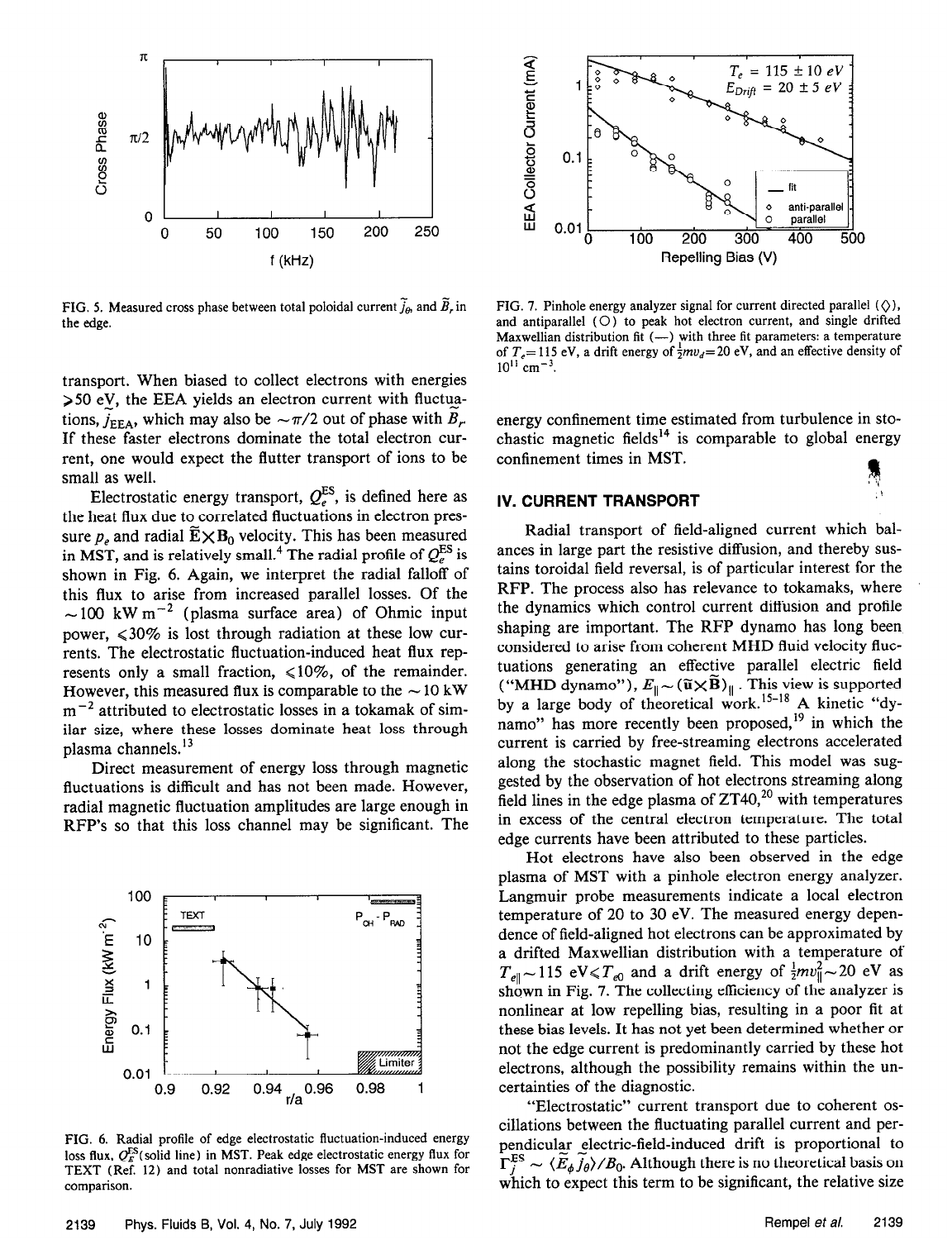FIG. 5. Measured cross phase between total poloidal current $\tilde{j}_\theta$, and $\tilde{B}_r$ in the edge.

FIG. 7. Pinhole energy analyzer signal for current directed parallel (◇), and antiparallel (○) to peak hot electron current, and single drifted Maxwellian distribution fit (—) with three fit parameters: a temperature of $T_e = 115$ eV, a drift energy of $\frac{1}{2}mv_d = 20$ eV, and an effective density of $10^{11}$ cm$^{-3}$.

transport. When biased to collect electrons with energies >50 eV, the EEA yields an electron current with fluctuations, $\tilde{j}_{EEA}$, which may also be $\sim \pi/2$ out of phase with $\tilde{B}_r$. If these faster electrons dominate the total electron current, one would expect the flutter transport of ions to be small as well.

Electrostatic energy transport, $Q_e^{ES}$, is defined here as the heat flux due to correlated fluctuations in electron pressure $p_e$ and radial $\tilde{\mathbf{E}} \times \mathbf{B}_0$ velocity. This has been measured in MST, and is relatively small.[4] The radial profile of $Q_e^{ES}$ is shown in Fig. 6. Again, we interpret the radial falloff of this flux to arise from increased parallel losses. Of the $\sim 100$ kW m$^{-2}$ (plasma surface area) of Ohmic input power, $\leqslant 30\%$ is lost through radiation at these low currents. The electrostatic fluctuation-induced heat flux represents only a small fraction, $\leqslant 10\%$, of the remainder. However, this measured flux is comparable to the $\sim 10$ kW m$^{-2}$ attributed to electrostatic losses in a tokamak of similar size, where these losses dominate heat loss through plasma channels.[13]

Direct measurement of energy loss through magnetic fluctuations is difficult and has not been made. However, radial magnetic fluctuation amplitudes are large enough in RFP's so that this loss channel may be significant. The energy confinement time estimated from turbulence in stochastic magnetic fields[14] is comparable to global energy confinement times in MST.

FIG. 6. Radial profile of edge electrostatic fluctuation-induced energy loss flux, $Q_E^{ES}$ (solid line) in MST. Peak edge electrostatic energy flux for TEXT (Ref. 12) and total nonradiative losses for MST are shown for comparison.

## IV. CURRENT TRANSPORT

Radial transport of field-aligned current which balances in large part the resistive diffusion, and thereby sustains toroidal field reversal, is of particular interest for the RFP. The process also has relevance to tokamaks, where the dynamics which control current diffusion and profile shaping are important. The RFP dynamo has long been considered to arise from coherent MHD fluid velocity fluctuations generating an effective parallel electric field ("MHD dynamo"), $E_\parallel \sim (\tilde{\mathbf{u}} \times \tilde{\mathbf{B}})_\parallel$. This view is supported by a large body of theoretical work.[15–18] A kinetic "dynamo" has more recently been proposed,[19] in which the current is carried by free-streaming electrons accelerated along the stochastic magnet field. This model was suggested by the observation of hot electrons streaming along field lines in the edge plasma of ZT40,[20] with temperatures in excess of the central electron temperature. The total edge currents have been attributed to these particles.

Hot electrons have also been observed in the edge plasma of MST with a pinhole electron energy analyzer. Langmuir probe measurements indicate a local electron temperature of 20 to 30 eV. The measured energy dependence of field-aligned hot electrons can be approximated by a drifted Maxwellian distribution with a temperature of $T_{e\parallel} \sim 115$ eV$\leqslant T_{e0}$ and a drift energy of $\frac{1}{2}mv_\parallel^2 \sim 20$ eV as shown in Fig. 7. The collecting efficiency of the analyzer is nonlinear at low repelling bias, resulting in a poor fit at these bias levels. It has not yet been determined whether or not the edge current is predominantly carried by these hot electrons, although the possibility remains within the uncertainties of the diagnostic.

"Electrostatic" current transport due to coherent oscillations between the fluctuating parallel current and perpendicular electric-field-induced drift is proportional to $\Gamma_j^{ES} \sim \langle \tilde{E}_\phi \tilde{j}_\theta \rangle / B_0$. Although there is no theoretical basis on which to expect this term to be significant, the relative size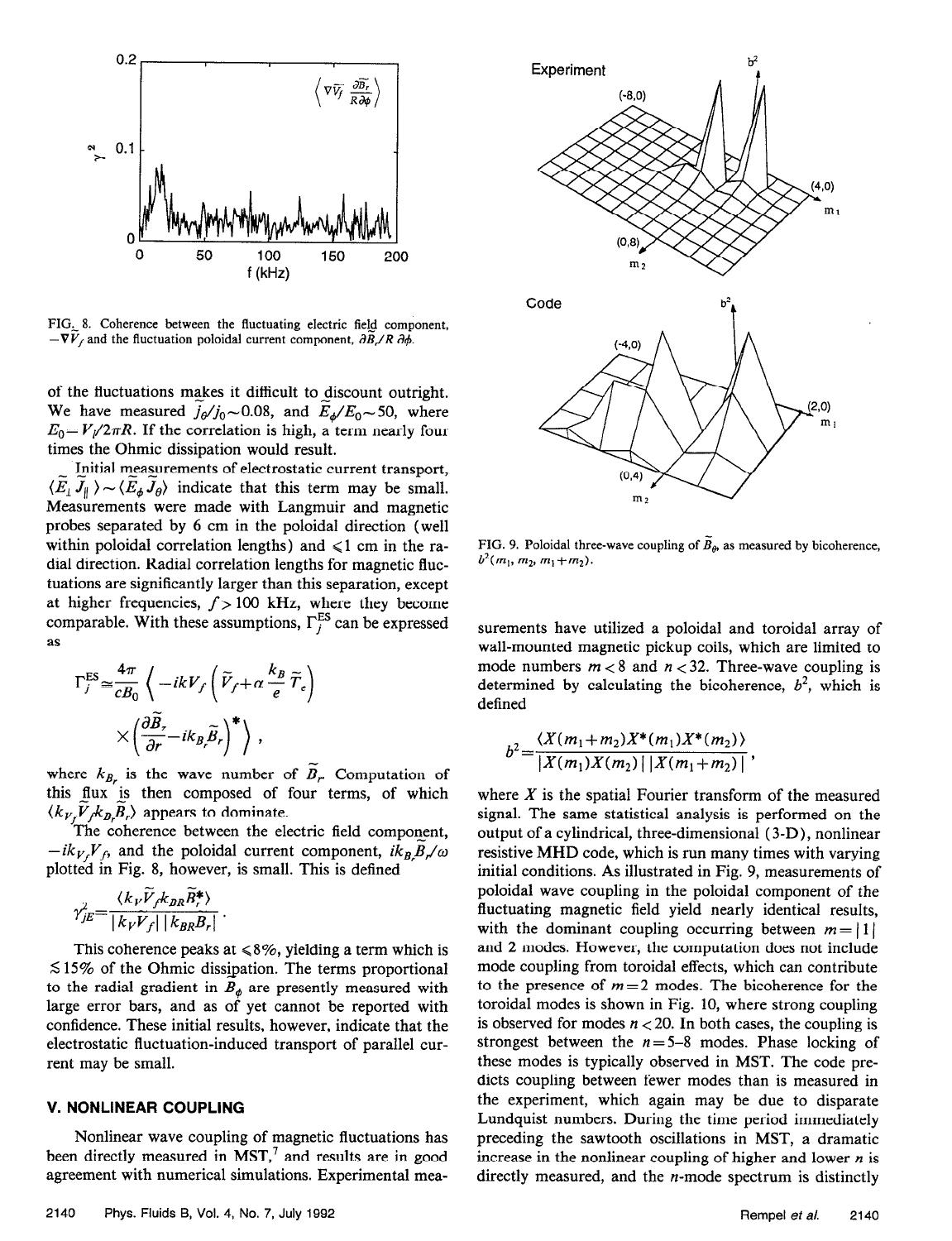FIG. 8. Coherence between the fluctuating electric field component, $-\nabla\tilde{V}_f$ and the fluctuation poloidal current component, $\partial\tilde{B}_r/R\,\partial\phi$.

of the fluctuations makes it difficult to discount outright. We have measured $\tilde{j}_\theta/j_0 \sim 0.08$, and $\tilde{E}_\phi/E_0 \sim 50$, where $E_0 = V_l/2\pi R$. If the correlation is high, a term nearly four times the Ohmic dissipation would result.

Initial measurements of electrostatic current transport, $\langle \tilde{E}_\perp \tilde{J}_\parallel \rangle \sim \langle \tilde{E}_\phi \tilde{J}_\theta \rangle$ indicate that this term may be small. Measurements were made with Langmuir and magnetic probes separated by 6 cm in the poloidal direction (well within poloidal correlation lengths) and $\leqslant 1$ cm in the radial direction. Radial correlation lengths for magnetic fluctuations are significantly larger than this separation, except at higher frequencies, $f > 100$ kHz, where they become comparable. With these assumptions, $\Gamma_j^{\mathrm{ES}}$ can be expressed as

$$\Gamma_j^{\mathrm{ES}} \simeq \frac{4\pi}{cB_0} \left\langle -ikV_f \left( \tilde{V}_f + \alpha \frac{k_B}{e} \tilde{T}_e \right) \times \left( \frac{\partial \tilde{B}_r}{\partial r} - ik_{B_r} \tilde{B}_r \right)^* \right\rangle ,$$

where $k_{B_r}$ is the wave number of $\tilde{B}_r$. Computation of this flux is then composed of four terms, of which $\langle k_{V_f} \tilde{V}_f k_{B_r} \tilde{B}_r \rangle$ appears to dominate.

The coherence between the electric field component, $-ik_{V_f}V_f$, and the poloidal current component, $ik_B \tilde{B}_r/\omega$ plotted in Fig. 8, however, is small. This is defined

$$\gamma_{jE}^2 = \frac{\langle k_V \tilde{V}_f k_{BR} \tilde{B}_r^* \rangle}{|k_V \tilde{V}_f| \, |k_{BR} B_r|} .$$

This coherence peaks at $\leqslant 8\%$, yielding a term which is $\lesssim 15\%$ of the Ohmic dissipation. The terms proportional to the radial gradient in $\tilde{B}_\phi$ are presently measured with large error bars, and as of yet cannot be reported with confidence. These initial results, however, indicate that the electrostatic fluctuation-induced transport of parallel current may be small.

## V. NONLINEAR COUPLING

Nonlinear wave coupling of magnetic fluctuations has been directly measured in MST,[7] and results are in good agreement with numerical simulations. Experimental measurements have utilized a poloidal and toroidal array of wall-mounted magnetic pickup coils, which are limited to mode numbers $m < 8$ and $n < 32$. Three-wave coupling is determined by calculating the bicoherence, $b^2$, which is defined

$$b^2 = \frac{\langle X(m_1+m_2) X^*(m_1) X^*(m_2) \rangle}{|X(m_1)X(m_2)| \, |X(m_1+m_2)|} ,$$

where $X$ is the spatial Fourier transform of the measured signal. The same statistical analysis is performed on the output of a cylindrical, three-dimensional (3-D), nonlinear resistive MHD code, which is run many times with varying initial conditions. As illustrated in Fig. 9, measurements of poloidal wave coupling in the poloidal component of the fluctuating magnetic field yield nearly identical results, with the dominant coupling occurring between $m = |1|$ and 2 modes. However, the computation does not include mode coupling from toroidal effects, which can contribute to the presence of $m = 2$ modes. The bicoherence for the toroidal modes is shown in Fig. 10, where strong coupling is observed for modes $n < 20$. In both cases, the coupling is strongest between the $n = 5$–8 modes. Phase locking of these modes is typically observed in MST. The code predicts coupling between fewer modes than is measured in the experiment, which again may be due to disparate Lundquist numbers. During the time period immediately preceding the sawtooth oscillations in MST, a dramatic increase in the nonlinear coupling of higher and lower $n$ is directly measured, and the $n$-mode spectrum is distinctly

FIG. 9. Poloidal three-wave coupling of $\tilde{B}_\theta$, as measured by bicoherence, $b^2(m_1, m_2, m_1+m_2)$.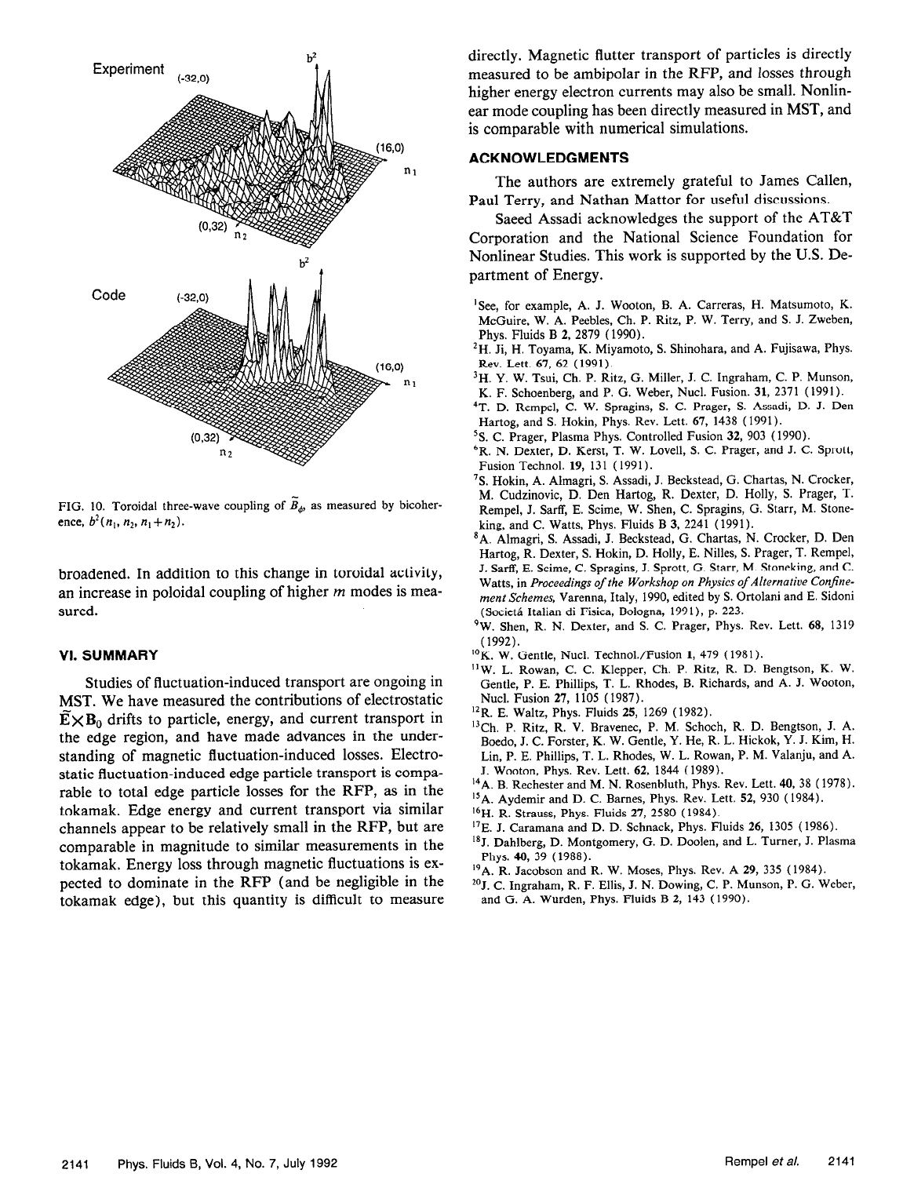Experiment

$b^2$

(-32,0)

(16,0)

$n_1$

(0,32)

$n_2$

Code

$b^2$

(-32,0)

(16,0)

$n_1$

(0,32)

$n_2$

FIG. 10. Toroidal three-wave coupling of $\tilde{B}_\phi$, as measured by bicoherence, $b^2(n_1, n_2, n_1+n_2)$.

broadened. In addition to this change in toroidal activity, an increase in poloidal coupling of higher $m$ modes is measured.

## VI. SUMMARY

Studies of fluctuation-induced transport are ongoing in MST. We have measured the contributions of electrostatic $\tilde{\mathbf{E}}\times\mathbf{B}_0$ drifts to particle, energy, and current transport in the edge region, and have made advances in the understanding of magnetic fluctuation-induced losses. Electrostatic fluctuation-induced edge particle transport is comparable to total edge particle losses for the RFP, as in the tokamak. Edge energy and current transport via similar channels appear to be relatively small in the RFP, but are comparable in magnitude to similar measurements in the tokamak. Energy loss through magnetic fluctuations is expected to dominate in the RFP (and be negligible in the tokamak edge), but this quantity is difficult to measure directly. Magnetic flutter transport of particles is directly measured to be ambipolar in the RFP, and losses through higher energy electron currents may also be small. Nonlinear mode coupling has been directly measured in MST, and is comparable with numerical simulations.

## ACKNOWLEDGMENTS

The authors are extremely grateful to James Callen, Paul Terry, and Nathan Mattor for useful discussions.

Saeed Assadi acknowledges the support of the AT&T Corporation and the National Science Foundation for Nonlinear Studies. This work is supported by the U.S. Department of Energy.

[1] See, for example, A. J. Wooton, B. A. Carreras, H. Matsumoto, K. McGuire, W. A. Peebles, Ch. P. Ritz, P. W. Terry, and S. J. Zweben, Phys. Fluids B **2**, 2879 (1990).

[2] H. Ji, Y. Toyama, K. Miyamoto, S. Shinohara, and A. Fujisawa, Phys. Rev. Lett. **67**, 62 (1991).

[3] H. Y. W. Tsui, Ch. P. Ritz, G. Miller, J. C. Ingraham, C. P. Munson, K. F. Schoenberg, and P. G. Weber, Nucl. Fusion. **31**, 2371 (1991).

[4] T. D. Rempel, C. W. Spragins, S. C. Prager, S. Assadi, D. J. Den Hartog, and S. Hokin, Phys. Rev. Lett. **67**, 1438 (1991).

[5] S. C. Prager, Plasma Phys. Controlled Fusion **32**, 903 (1990).

[6] R. N. Dexter, D. Kerst, T. W. Lovell, S. C. Prager, and J. C. Sprott, Fusion Technol. **19**, 131 (1991).

[7] S. Hokin, A. Almagri, S. Assadi, J. Beckstead, G. Chartas, N. Crocker, M. Cudzinovic, D. Den Hartog, R. Dexter, D. Holly, S. Prager, T. Rempel, J. Sarff, E. Scime, W. Shen, C. Spragins, G. Starr, M. Stoneking, and C. Watts, Phys. Fluids B **3**, 2241 (1991).

[8] A. Almagri, S. Assadi, J. Beckstead, G. Chartas, N. Crocker, D. Den Hartog, R. Dexter, S. Hokin, D. Holly, E. Nilles, S. Prager, T. Rempel, J. Sarff, E. Scime, C. Spragins, J. Sprott, G. Starr, M. Stoneking, and C. Watts, in *Proceedings of the Workshop on Physics of Alternative Confinement Schemes*, Varenna, Italy, 1990, edited by S. Ortolani and E. Sidoni (Societá Italian di Fisica, Bologna, 1991), p. 223.

[9] W. Shen, R. N. Dexter, and S. C. Prager, Phys. Rev. Lett. **68**, 1319 (1992).

[10] K. W. Gentle, Nucl. Technol./Fusion **1**, 479 (1981).

[11] W. L. Rowan, C. C. Klepper, Ch. P. Ritz, R. D. Bengtson, K. W. Gentle, P. E. Phillips, T. L. Rhodes, B. Richards, and A. J. Wooton, Nucl. Fusion **27**, 1105 (1987).

[12] R. E. Waltz, Phys. Fluids **25**, 1269 (1982).

[13] Ch. P. Ritz, R. V. Bravenec, P. M. Schoch, R. D. Bengtson, J. A. Boedo, J. C. Forster, K. W. Gentle, Y. He, R. L. Hickok, Y. J. Kim, H. Lin, P. E. Phillips, T. L. Rhodes, W. L. Rowan, P. M. Valanju, and A. J. Wooton, Phys. Rev. Lett. **62**, 1844 (1989).

[14] A. B. Rechester and M. N. Rosenbluth, Phys. Rev. Lett. **40**, 38 (1978).

[15] A. Aydemir and D. C. Barnes, Phys. Rev. Lett. **52**, 930 (1984).

[16] H. R. Strauss, Phys. Fluids **27**, 2580 (1984).

[17] E. J. Caramana and D. D. Schnack, Phys. Fluids **26**, 1305 (1986).

[18] J. Dahlberg, D. Montgomery, G. D. Doolen, and L. Turner, J. Plasma Phys. **40**, 39 (1988).

[19] A. R. Jacobson and R. W. Moses, Phys. Rev. A **29**, 335 (1984).

[20] J. C. Ingraham, R. F. Ellis, J. N. Dowing, C. P. Munson, P. G. Weber, and G. A. Wurden, Phys. Fluids B **2**, 143 (1990).